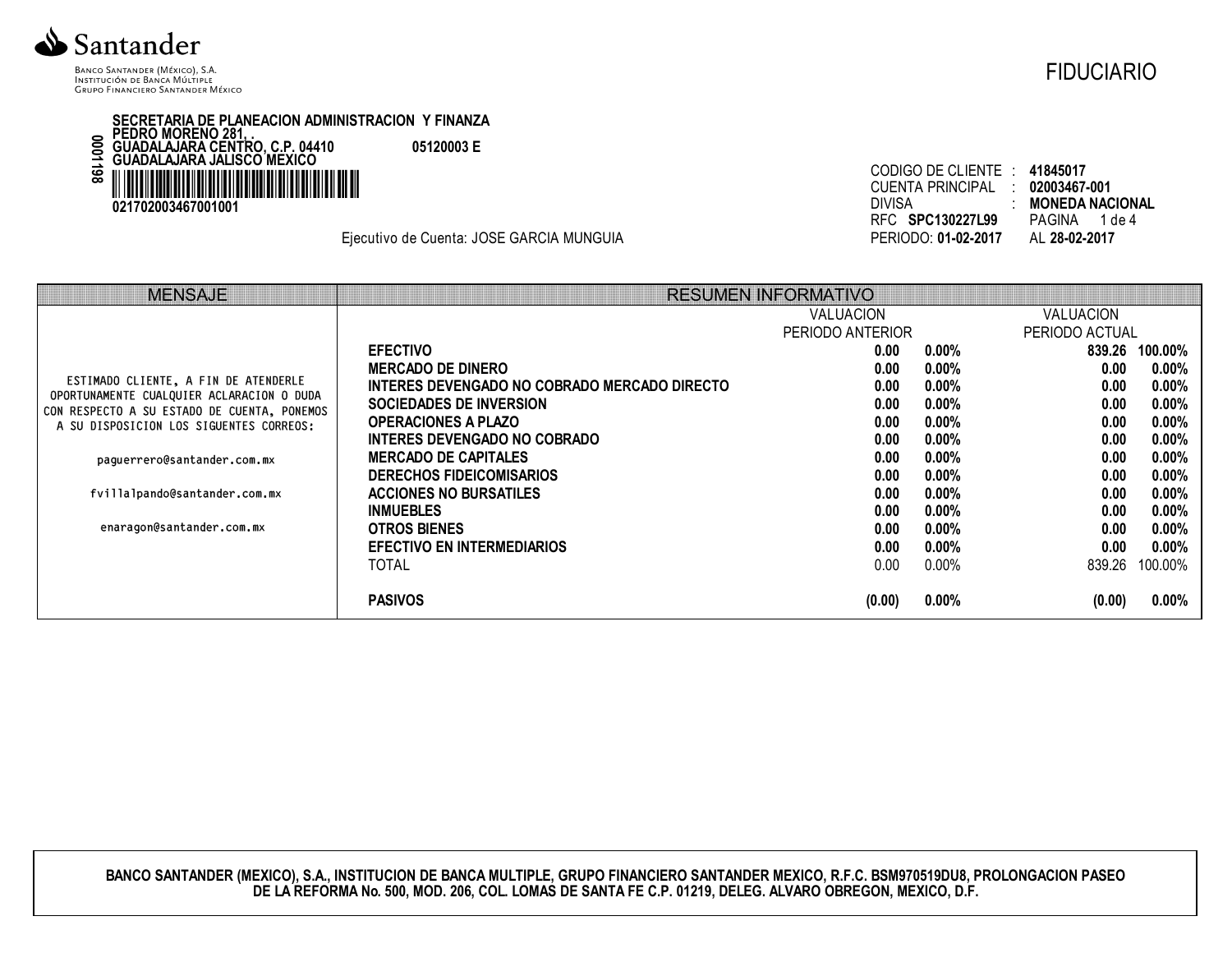**Santander**

Banco Santander (México), S.A.
Institución de Banca Múltiple
Grupo Financiero Santander México

FIDUCIARIO

**SECRETARIA DE PLANEACION ADMINISTRACION Y FINANZA**
**PEDRO MORENO 281, .**
**GUADALAJARA CENTRO, C.P. 04410** **05120003 E**
**GUADALAJARA JALISCO MEXICO**

0001198

**021702003467001001**

Ejecutivo de Cuenta: JOSE GARCIA MUNGUIA

CODIGO DE CLIENTE : **41845017**
CUENTA PRINCIPAL : **02003467-001**
DIVISA : **MONEDA NACIONAL**
RFC **SPC130227L99** PAGINA 1 de 4
PERIODO: **01-02-2017** AL **28-02-2017**

| MENSAJE |
|---|
| ESTIMADO CLIENTE, A FIN DE ATENDERLE OPORTUNAMENTE CUALQUIER ACLARACION O DUDA CON RESPECTO A SU ESTADO DE CUENTA, PONEMOS A SU DISPOSICION LOS SIGUENTES CORREOS: |
| paguerrero@santander.com.mx |
| fvillalpando@santander.com.mx |
| enaragon@santander.com.mx |

| RESUMEN INFORMATIVO | VALUACION PERIODO ANTERIOR | | VALUACION PERIODO ACTUAL | |
|---|---|---|---|---|
| **EFECTIVO** | **0.00** | **0.00%** | **839.26** | **100.00%** |
| **MERCADO DE DINERO** | **0.00** | **0.00%** | **0.00** | **0.00%** |
| **INTERES DEVENGADO NO COBRADO MERCADO DIRECTO** | **0.00** | **0.00%** | **0.00** | **0.00%** |
| **SOCIEDADES DE INVERSION** | **0.00** | **0.00%** | **0.00** | **0.00%** |
| **OPERACIONES A PLAZO** | **0.00** | **0.00%** | **0.00** | **0.00%** |
| **INTERES DEVENGADO NO COBRADO** | **0.00** | **0.00%** | **0.00** | **0.00%** |
| **MERCADO DE CAPITALES** | **0.00** | **0.00%** | **0.00** | **0.00%** |
| **DERECHOS FIDEICOMISARIOS** | **0.00** | **0.00%** | **0.00** | **0.00%** |
| **ACCIONES NO BURSATILES** | **0.00** | **0.00%** | **0.00** | **0.00%** |
| **INMUEBLES** | **0.00** | **0.00%** | **0.00** | **0.00%** |
| **OTROS BIENES** | **0.00** | **0.00%** | **0.00** | **0.00%** |
| **EFECTIVO EN INTERMEDIARIOS** | **0.00** | **0.00%** | **0.00** | **0.00%** |
| TOTAL | 0.00 | 0.00% | 839.26 | 100.00% |
| **PASIVOS** | **(0.00)** | **0.00%** | **(0.00)** | **0.00%** |

**BANCO SANTANDER (MEXICO), S.A., INSTITUCION DE BANCA MULTIPLE, GRUPO FINANCIERO SANTANDER MEXICO, R.F.C. BSM970519DU8, PROLONGACION PASEO DE LA REFORMA No. 500, MOD. 206, COL. LOMAS DE SANTA FE C.P. 01219, DELEG. ALVARO OBREGON, MEXICO, D.F.**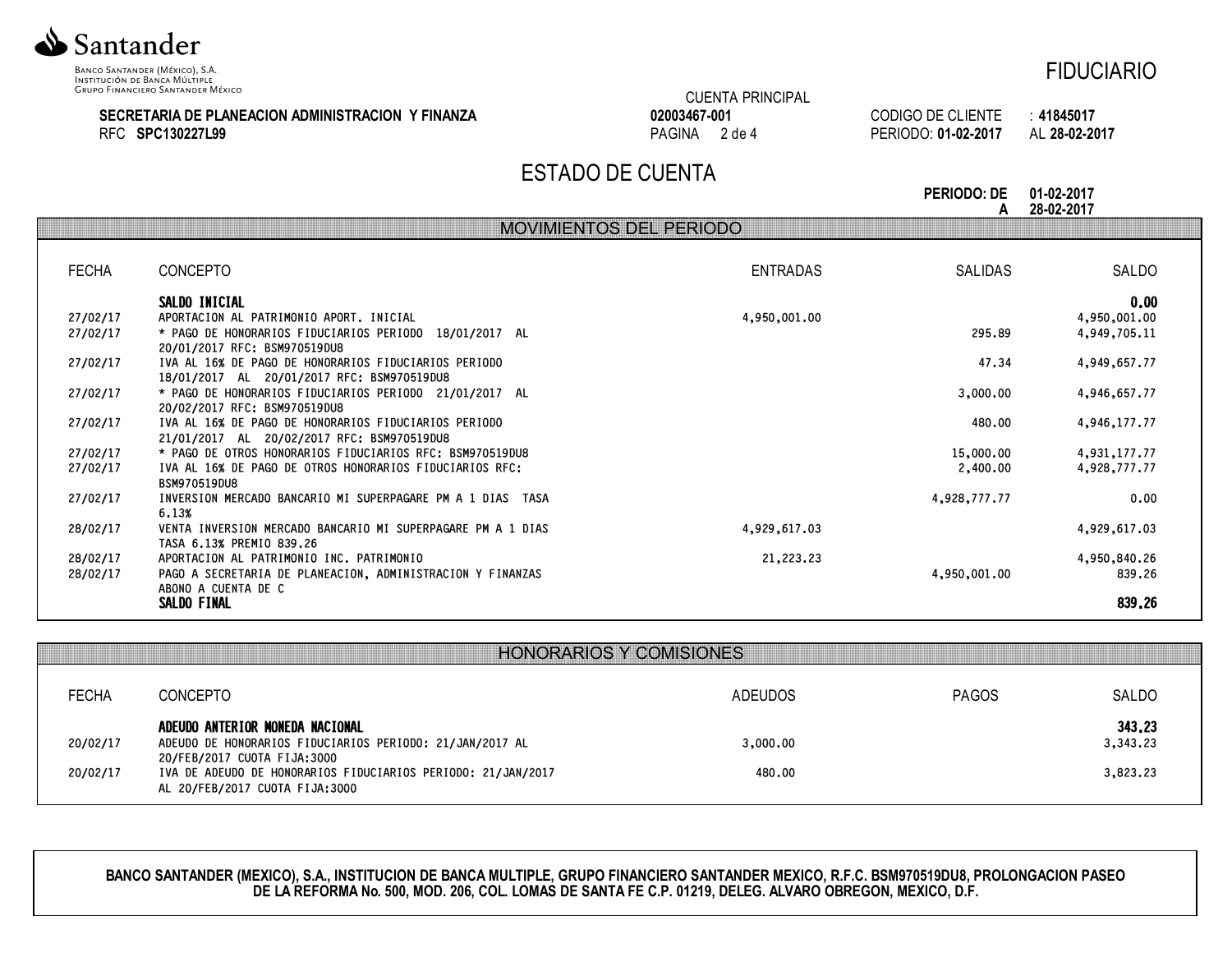Santander

Banco Santander (México), S.A.
Institución de Banca Múltiple
Grupo Financiero Santander México

FIDUCIARIO

**SECRETARIA DE PLANEACION ADMINISTRACION Y FINANZA**
RFC **SPC130227L99**

CUENTA PRINCIPAL
**02003467-001**

CODIGO DE CLIENTE : **41845017**
PERIODO: **01-02-2017** AL **28-02-2017**

# ESTADO DE CUENTA

**PERIODO: DE 01-02-2017**
**A 28-02-2017**

## MOVIMIENTOS DEL PERIODO

| FECHA | CONCEPTO | ENTRADAS | SALIDAS | SALDO |
|---|---|---|---|---|
| | **SALDO INICIAL** | | | **0.00** |
| 27/02/17 | APORTACION AL PATRIMONIO APORT. INICIAL | 4,950,001.00 | | 4,950,001.00 |
| 27/02/17 | * PAGO DE HONORARIOS FIDUCIARIOS PERIODO 18/01/2017 AL 20/01/2017 RFC: BSM970519DU8 | | 295.89 | 4,949,705.11 |
| 27/02/17 | IVA AL 16% DE PAGO DE HONORARIOS FIDUCIARIOS PERIODO 18/01/2017 AL 20/01/2017 RFC: BSM970519DU8 | | 47.34 | 4,949,657.77 |
| 27/02/17 | * PAGO DE HONORARIOS FIDUCIARIOS PERIODO 21/01/2017 AL 20/02/2017 RFC: BSM970519DU8 | | 3,000.00 | 4,946,657.77 |
| 27/02/17 | IVA AL 16% DE PAGO DE HONORARIOS FIDUCIARIOS PERIODO 21/01/2017 AL 20/02/2017 RFC: BSM970519DU8 | | 480.00 | 4,946,177.77 |
| 27/02/17 | * PAGO DE OTROS HONORARIOS FIDUCIARIOS RFC: BSM970519DU8 | | 15,000.00 | 4,931,177.77 |
| 27/02/17 | IVA AL 16% DE PAGO DE OTROS HONORARIOS FIDUCIARIOS RFC: BSM970519DU8 | | 2,400.00 | 4,928,777.77 |
| 27/02/17 | INVERSION MERCADO BANCARIO MI SUPERPAGARE PM A 1 DIAS TASA 6.13% | | 4,928,777.77 | 0.00 |
| 28/02/17 | VENTA INVERSION MERCADO BANCARIO MI SUPERPAGARE PM A 1 DIAS TASA 6.13% PREMIO 839.26 | 4,929,617.03 | | 4,929,617.03 |
| 28/02/17 | APORTACION AL PATRIMONIO INC. PATRIMONIO | 21,223.23 | | 4,950,840.26 |
| 28/02/17 | PAGO A SECRETARIA DE PLANEACION, ADMINISTRACION Y FINANZAS ABONO A CUENTA DE C | | 4,950,001.00 | 839.26 |
| | **SALDO FINAL** | | | **839.26** |

## HONORARIOS Y COMISIONES

| FECHA | CONCEPTO | ADEUDOS | PAGOS | SALDO |
|---|---|---|---|---|
| | **ADEUDO ANTERIOR MONEDA NACIONAL** | | | **343.23** |
| 20/02/17 | ADEUDO DE HONORARIOS FIDUCIARIOS PERIODO: 21/JAN/2017 AL 20/FEB/2017 CUOTA FIJA:3000 | 3,000.00 | | 3,343.23 |
| 20/02/17 | IVA DE ADEUDO DE HONORARIOS FIDUCIARIOS PERIODO: 21/JAN/2017 AL 20/FEB/2017 CUOTA FIJA:3000 | 480.00 | | 3,823.23 |

**BANCO SANTANDER (MEXICO), S.A., INSTITUCION DE BANCA MULTIPLE, GRUPO FINANCIERO SANTANDER MEXICO, R.F.C. BSM970519DU8, PROLONGACION PASEO DE LA REFORMA No. 500, MOD. 206, COL. LOMAS DE SANTA FE C.P. 01219, DELEG. ALVARO OBREGON, MEXICO, D.F.**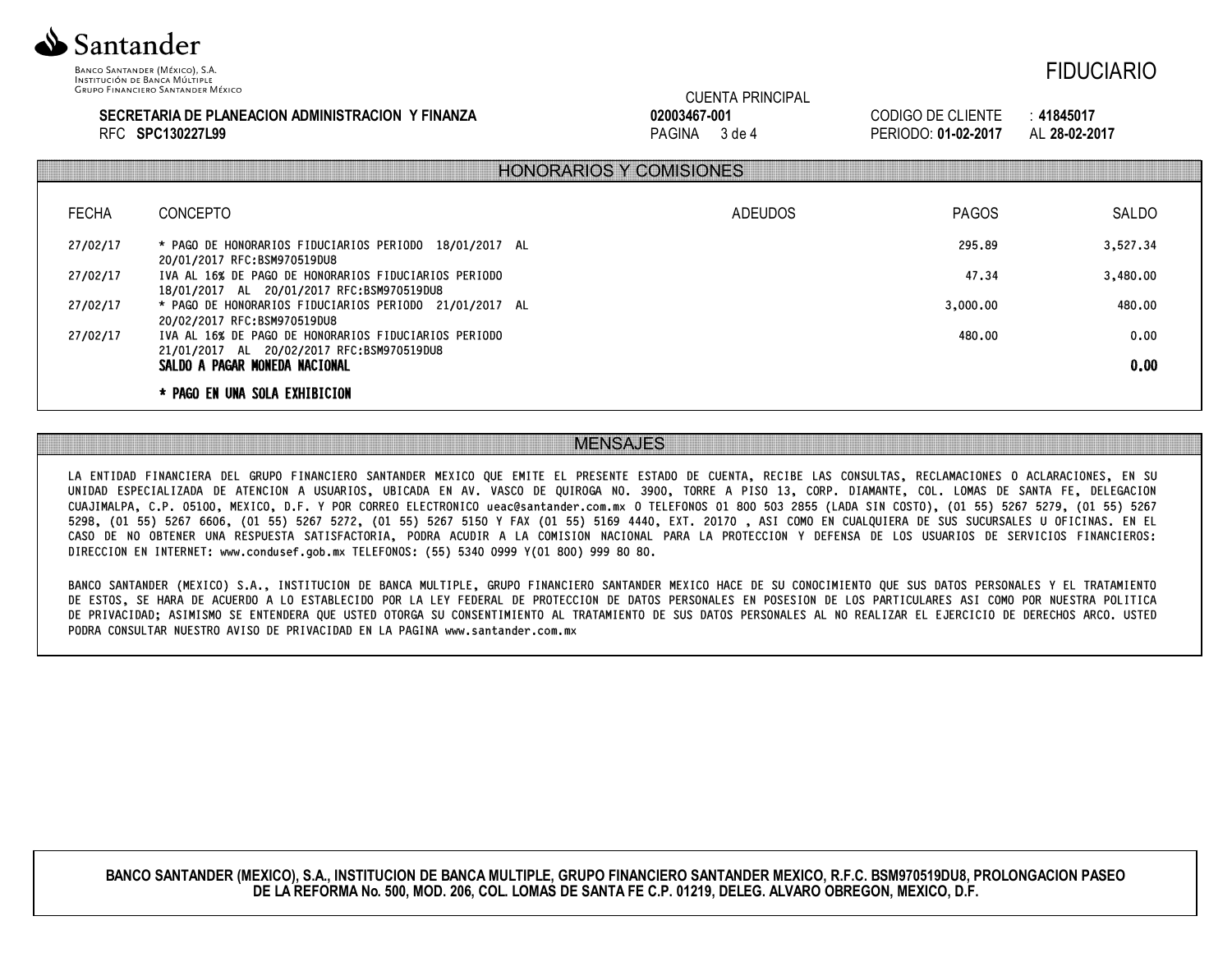**Santander**

BANCO SANTANDER (MÉXICO), S.A.
INSTITUCIÓN DE BANCA MÚLTIPLE
GRUPO FINANCIERO SANTANDER MÉXICO

FIDUCIARIO

**SECRETARIA DE PLANEACION ADMINISTRACION Y FINANZA**
RFC **SPC130227L99**

CUENTA PRINCIPAL
**02003467-001**

CODIGO DE CLIENTE : **41845017**
PERIODO: **01-02-2017** AL **28-02-2017**

## HONORARIOS Y COMISIONES

| FECHA | CONCEPTO | ADEUDOS | PAGOS | SALDO |
|---|---|---|---|---|
| 27/02/17 | * PAGO DE HONORARIOS FIDUCIARIOS PERIODO 18/01/2017 AL 20/01/2017 RFC:BSM970519DU8 | | 295.89 | 3,527.34 |
| 27/02/17 | IVA AL 16% DE PAGO DE HONORARIOS FIDUCIARIOS PERIODO 18/01/2017 AL 20/01/2017 RFC:BSM970519DU8 | | 47.34 | 3,480.00 |
| 27/02/17 | * PAGO DE HONORARIOS FIDUCIARIOS PERIODO 21/01/2017 AL 20/02/2017 RFC:BSM970519DU8 | | 3,000.00 | 480.00 |
| 27/02/17 | IVA AL 16% DE PAGO DE HONORARIOS FIDUCIARIOS PERIODO 21/01/2017 AL 20/02/2017 RFC:BSM970519DU8 | | 480.00 | 0.00 |
| | **SALDO A PAGAR MONEDA NACIONAL** | | | **0.00** |

**\* PAGO EN UNA SOLA EXHIBICION**

## MENSAJES

LA ENTIDAD FINANCIERA DEL GRUPO FINANCIERO SANTANDER MEXICO QUE EMITE EL PRESENTE ESTADO DE CUENTA, RECIBE LAS CONSULTAS, RECLAMACIONES O ACLARACIONES, EN SU UNIDAD ESPECIALIZADA DE ATENCION A USUARIOS, UBICADA EN AV. VASCO DE QUIROGA NO. 3900, TORRE A PISO 13, CORP. DIAMANTE, COL. LOMAS DE SANTA FE, DELEGACION CUAJIMALPA, C.P. 05100, MEXICO, D.F. Y POR CORREO ELECTRONICO ueac@santander.com.mx O TELEFONOS 01 800 503 2855 (LADA SIN COSTO), (01 55) 5267 5279, (01 55) 5267 5298, (01 55) 5267 6606, (01 55) 5267 5272, (01 55) 5267 5150 Y FAX (01 55) 5169 4440, EXT. 20170 , ASI COMO EN CUALQUIERA DE SUS SUCURSALES U OFICINAS. EN EL CASO DE NO OBTENER UNA RESPUESTA SATISFACTORIA, PODRA ACUDIR A LA COMISION NACIONAL PARA LA PROTECCION Y DEFENSA DE LOS USUARIOS DE SERVICIOS FINANCIEROS: DIRECCION EN INTERNET: www.condusef.gob.mx TELEFONOS: (55) 5340 0999 Y(01 800) 999 80 80.

BANCO SANTANDER (MEXICO) S.A., INSTITUCION DE BANCA MULTIPLE, GRUPO FINANCIERO SANTANDER MEXICO HACE DE SU CONOCIMIENTO QUE SUS DATOS PERSONALES Y EL TRATAMIENTO DE ESTOS, SE HARA DE ACUERDO A LO ESTABLECIDO POR LA LEY FEDERAL DE PROTECCION DE DATOS PERSONALES EN POSESION DE LOS PARTICULARES ASI COMO POR NUESTRA POLITICA DE PRIVACIDAD; ASIMISMO SE ENTENDERA QUE USTED OTORGA SU CONSENTIMIENTO AL TRATAMIENTO DE SUS DATOS PERSONALES AL NO REALIZAR EL EJERCICIO DE DERECHOS ARCO. USTED PODRA CONSULTAR NUESTRO AVISO DE PRIVACIDAD EN LA PAGINA www.santander.com.mx

**BANCO SANTANDER (MEXICO), S.A., INSTITUCION DE BANCA MULTIPLE, GRUPO FINANCIERO SANTANDER MEXICO, R.F.C. BSM970519DU8, PROLONGACION PASEO DE LA REFORMA No. 500, MOD. 206, COL. LOMAS DE SANTA FE C.P. 01219, DELEG. ALVARO OBREGON, MEXICO, D.F.**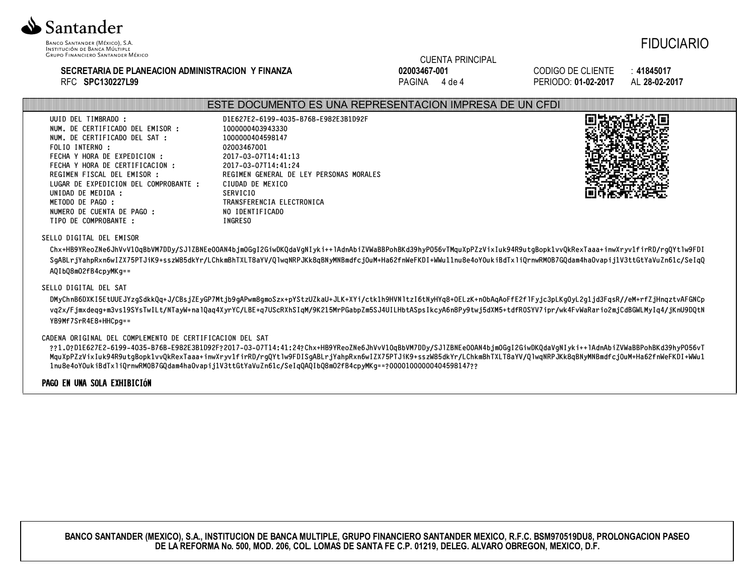**Santander**

BANCO SANTANDER (MÉXICO), S.A.
INSTITUCIÓN DE BANCA MÚLTIPLE
GRUPO FINANCIERO SANTANDER MÉXICO

FIDUCIARIO

**SECRETARIA DE PLANEACION ADMINISTRACION Y FINANZA**
RFC **SPC130227L99**

CUENTA PRINCIPAL
**02003467-001**

CODIGO DE CLIENTE : **41845017**
PERIODO: **01-02-2017** AL **28-02-2017**

ESTE DOCUMENTO ES UNA REPRESENTACION IMPRESA DE UN CFDI

| | |
|---|---|
| UUID DEL TIMBRADO : | D1E627E2-6199-4035-B76B-E982E3B1D92F |
| NUM. DE CERTIFICADO DEL EMISOR : | 1000000403943330 |
| NUM. DE CERTIFICADO DEL SAT : | 1000000404598147 |
| FOLIO INTERNO : | 02003467001 |
| FECHA Y HORA DE EXPEDICION : | 2017-03-07T14:41:13 |
| FECHA Y HORA DE CERTIFICACION : | 2017-03-07T14:41:24 |
| REGIMEN FISCAL DEL EMISOR : | REGIMEN GENERAL DE LEY PERSONAS MORALES |
| LUGAR DE EXPEDICION DEL COMPROBANTE : | CIUDAD DE MEXICO |
| UNIDAD DE MEDIDA : | SERVICIO |
| METODO DE PAGO : | TRANSFERENCIA ELECTRONICA |
| NUMERO DE CUENTA DE PAGO : | NO IDENTIFICADO |
| TIPO DE COMPROBANTE : | INGRESO |

SELLO DIGITAL DEL EMISOR

Chx+HB9YReoZNe6JhVvV1OqBbVM7DDy/SJ1ZBNEeOOAN4bjmOGgI2GiwDKQdaVgNIyki++1AdnAbiZVWaBBPohBKd39hyPO56vTMquXpPZzVixIuk94R9utgBopk1vvQkRexTaaa+inwXryv1firRD/rgQYt1w9FDISgABLrjYahpRxn6wIZX75PTJiK9+sszW85dkYr/LChkmBhTXLT8aYV/Q1wqNRPJKk8qBNyMNBmdfcjOuM+Ha62fnWeFKDI+WWu11nu8e4oYOukiBdTx1iQrnwRMOB7GQdam4haOvapij1V3ttGtYaVuZn61c/SeIqQAQIbQ8mO2fB4cpyMKg==

SELLO DIGITAL DEL SAT

DMyChnB6DXKI5EtUUEJYzgSdkkQq+J/CBsjZEyGP7Mtjb9gAPwm8gmoSzx+pYStzUZkaU+JLK+XYi/ctk1h9HVNltzI6tNyHYq8+OELzK+nObAqAoFfE2f1Fyjc3pLKgOyL2g1jd3FqsR//eM+rfZjHnqztvAFGNCpvq2x/Fjmxdeqg+m3vs19SYsTwILt/NTayW+na1Qaq4XyrYC/LBE+q7UScRXhSIqM/9K215MrPGabpZm5SJ4UILHbtASpsIkcyA6n8Py9twj5dXM5+tdfROSYV7ipr/wk4FvWaRario2mjCdBGWLMyIq4/jKnU9DQtNYB9Mf7SrR4E8+HHCpg==

CADENA ORIGINAL DEL COMPLEMENTO DE CERTIFICACION DEL SAT

??1.0?D1E627E2-6199-4035-B76B-E982E3B1D92F?2017-03-07T14:41:24?Chx+HB9YReoZNe6JhVvV1OqBbVM7DDy/SJ1ZBNEeOOAN4bjmOGgI2GiwDKQdaVgNIyki++1AdnAbiZVWaBBPohBKd39hyPO56vTMquXpPZzVixIuk94R9utgBopk1vvQkRexTaaa+inwXryv1firRD/rgQYt1w9FDISgABLrjYahpRxn6wIZX75PTJiK9+sszW85dkYr/LChkmBhTXLT8aYV/Q1wqNRPJKk8qBNyMNBmdfcjOuM+Ha62fnWeFKDI+WWu11nu8e4oYOukiBdTx1iQrnwRMOB7GQdam4haOvapij1V3ttGtYaVuZn61c/SeIqQAQIbQ8mO2fB4cpyMKg==?00001000000404598147??

**PAGO EN UNA SOLA EXHIBICIóN**

**BANCO SANTANDER (MEXICO), S.A., INSTITUCION DE BANCA MULTIPLE, GRUPO FINANCIERO SANTANDER MEXICO, R.F.C. BSM970519DU8, PROLONGACION PASEO DE LA REFORMA No. 500, MOD. 206, COL. LOMAS DE SANTA FE C.P. 01219, DELEG. ALVARO OBREGON, MEXICO, D.F.**